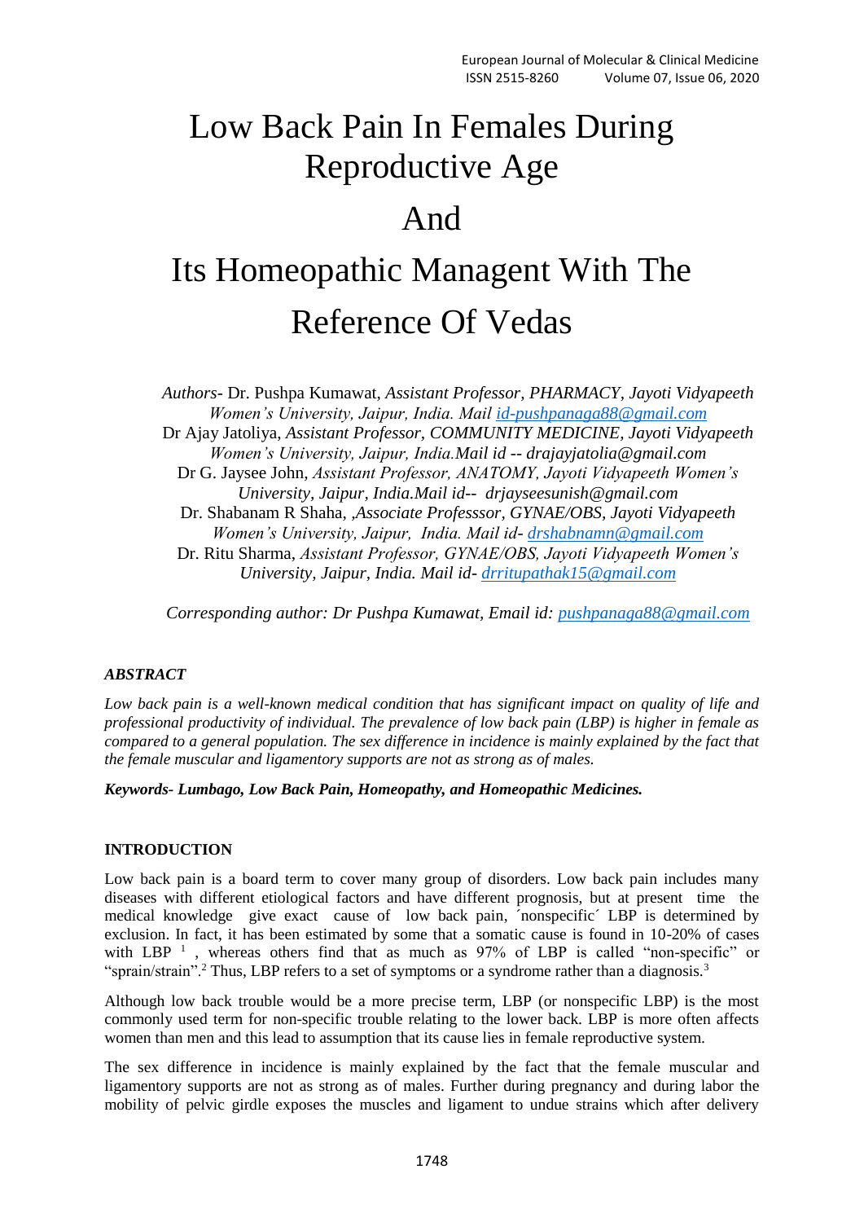# Low Back Pain In Females During Reproductive Age And Its Homeopathic Managent With The Reference Of Vedas

*Authors-* Dr. Pushpa Kumawat, *Assistant Professor, PHARMACY, Jayoti Vidyapeeth Women's University, Jaipur, India. Mail id-pushpanaga88@gmail.com*
Dr Ajay Jatoliya, *Assistant Professor, COMMUNITY MEDICINE, Jayoti Vidyapeeth Women's University, Jaipur, India.Mail id -- drajayjatolia@gmail.com*
Dr G. Jaysee John, *Assistant Professor, ANATOMY, Jayoti Vidyapeeth Women's University, Jaipur, India.Mail id-- drjayseesunish@gmail.com*
Dr. Shabanam R Shaha, *,Associate Professsor, GYNAE/OBS, Jayoti Vidyapeeth Women's University, Jaipur, India. Mail id- drshabnamn@gmail.com*
Dr. Ritu Sharma, *Assistant Professor, GYNAE/OBS, Jayoti Vidyapeeth Women's University, Jaipur, India. Mail id- drritupathak15@gmail.com*

*Corresponding author: Dr Pushpa Kumawat, Email id: pushpanaga88@gmail.com*

### *ABSTRACT*

*Low back pain is a well-known medical condition that has significant impact on quality of life and professional productivity of individual. The prevalence of low back pain (LBP) is higher in female as compared to a general population. The sex difference in incidence is mainly explained by the fact that the female muscular and ligamentory supports are not as strong as of males.*

***Keywords- Lumbago, Low Back Pain, Homeopathy, and Homeopathic Medicines.***

### INTRODUCTION

Low back pain is a board term to cover many group of disorders. Low back pain includes many diseases with different etiological factors and have different prognosis, but at present time the medical knowledge give exact cause of low back pain, ´nonspecific´ LBP is determined by exclusion. In fact, it has been estimated by some that a somatic cause is found in 10-20% of cases with LBP [1], whereas others find that as much as 97% of LBP is called "non-specific" or "sprain/strain".[2] Thus, LBP refers to a set of symptoms or a syndrome rather than a diagnosis.[3]

Although low back trouble would be a more precise term, LBP (or nonspecific LBP) is the most commonly used term for non-specific trouble relating to the lower back. LBP is more often affects women than men and this lead to assumption that its cause lies in female reproductive system.

The sex difference in incidence is mainly explained by the fact that the female muscular and ligamentory supports are not as strong as of males. Further during pregnancy and during labor the mobility of pelvic girdle exposes the muscles and ligament to undue strains which after delivery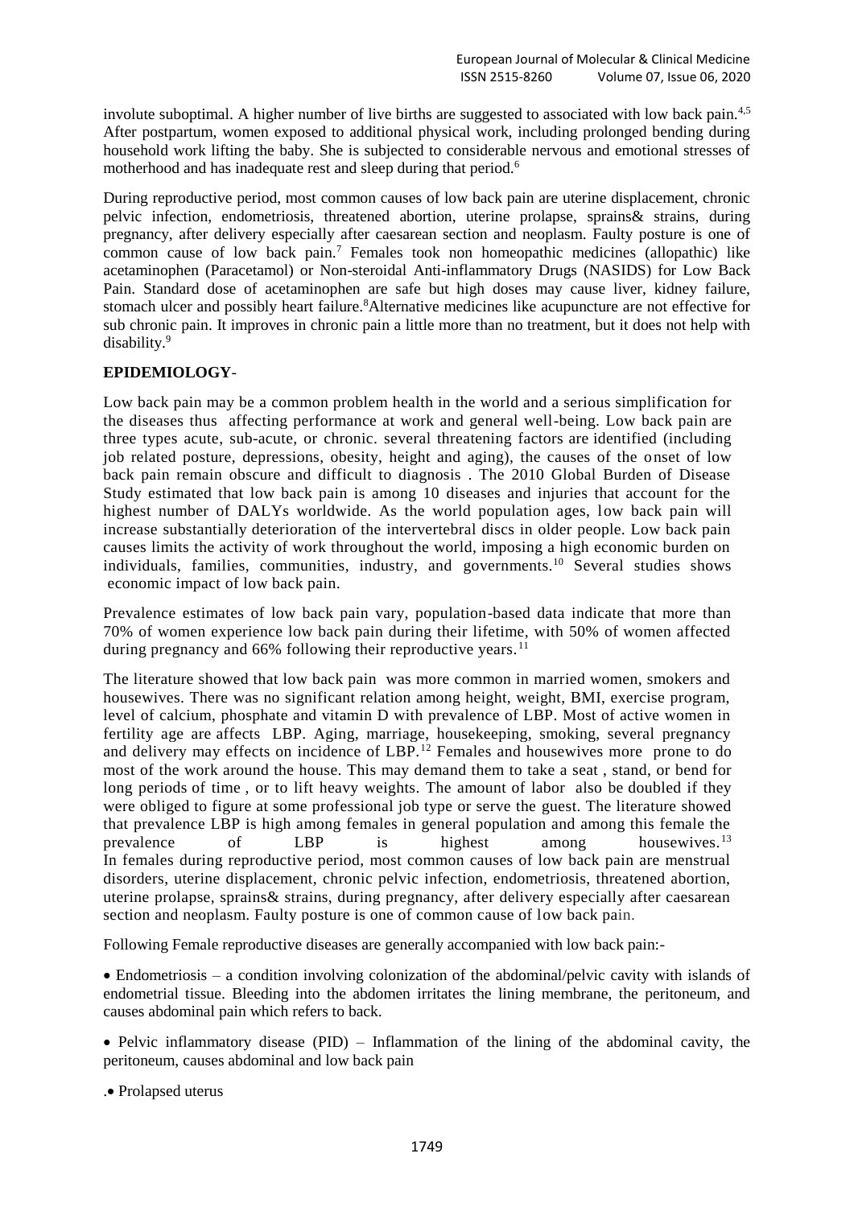involute suboptimal. A higher number of live births are suggested to associated with low back pain.[4,5] After postpartum, women exposed to additional physical work, including prolonged bending during household work lifting the baby. She is subjected to considerable nervous and emotional stresses of motherhood and has inadequate rest and sleep during that period.[6]

During reproductive period, most common causes of low back pain are uterine displacement, chronic pelvic infection, endometriosis, threatened abortion, uterine prolapse, sprains& strains, during pregnancy, after delivery especially after caesarean section and neoplasm. Faulty posture is one of common cause of low back pain.[7] Females took non homeopathic medicines (allopathic) like acetaminophen (Paracetamol) or Non-steroidal Anti-inflammatory Drugs (NASIDS) for Low Back Pain. Standard dose of acetaminophen are safe but high doses may cause liver, kidney failure, stomach ulcer and possibly heart failure.[8]Alternative medicines like acupuncture are not effective for sub chronic pain. It improves in chronic pain a little more than no treatment, but it does not help with disability.[9]

**EPIDEMIOLOGY**-

Low back pain may be a common problem health in the world and a serious simplification for the diseases thus affecting performance at work and general well-being. Low back pain are three types acute, sub-acute, or chronic. several threatening factors are identified (including job related posture, depressions, obesity, height and aging), the causes of the onset of low back pain remain obscure and difficult to diagnosis . The 2010 Global Burden of Disease Study estimated that low back pain is among 10 diseases and injuries that account for the highest number of DALYs worldwide. As the world population ages, low back pain will increase substantially deterioration of the intervertebral discs in older people. Low back pain causes limits the activity of work throughout the world, imposing a high economic burden on individuals, families, communities, industry, and governments.[10] Several studies shows economic impact of low back pain.

Prevalence estimates of low back pain vary, population-based data indicate that more than 70% of women experience low back pain during their lifetime, with 50% of women affected during pregnancy and 66% following their reproductive years.[11]

The literature showed that low back pain was more common in married women, smokers and housewives. There was no significant relation among height, weight, BMI, exercise program, level of calcium, phosphate and vitamin D with prevalence of LBP. Most of active women in fertility age are affects LBP. Aging, marriage, housekeeping, smoking, several pregnancy and delivery may effects on incidence of LBP.[12] Females and housewives more prone to do most of the work around the house. This may demand them to take a seat , stand, or bend for long periods of time , or to lift heavy weights. The amount of labor also be doubled if they were obliged to figure at some professional job type or serve the guest. The literature showed that prevalence LBP is high among females in general population and among this female the prevalence of LBP is highest among housewives.[13] In females during reproductive period, most common causes of low back pain are menstrual disorders, uterine displacement, chronic pelvic infection, endometriosis, threatened abortion, uterine prolapse, sprains& strains, during pregnancy, after delivery especially after caesarean section and neoplasm. Faulty posture is one of common cause of low back pain.

Following Female reproductive diseases are generally accompanied with low back pain:-

- Endometriosis – a condition involving colonization of the abdominal/pelvic cavity with islands of endometrial tissue. Bleeding into the abdomen irritates the lining membrane, the peritoneum, and causes abdominal pain which refers to back.
- Pelvic inflammatory disease (PID) – Inflammation of the lining of the abdominal cavity, the peritoneum, causes abdominal and low back pain
- Prolapsed uterus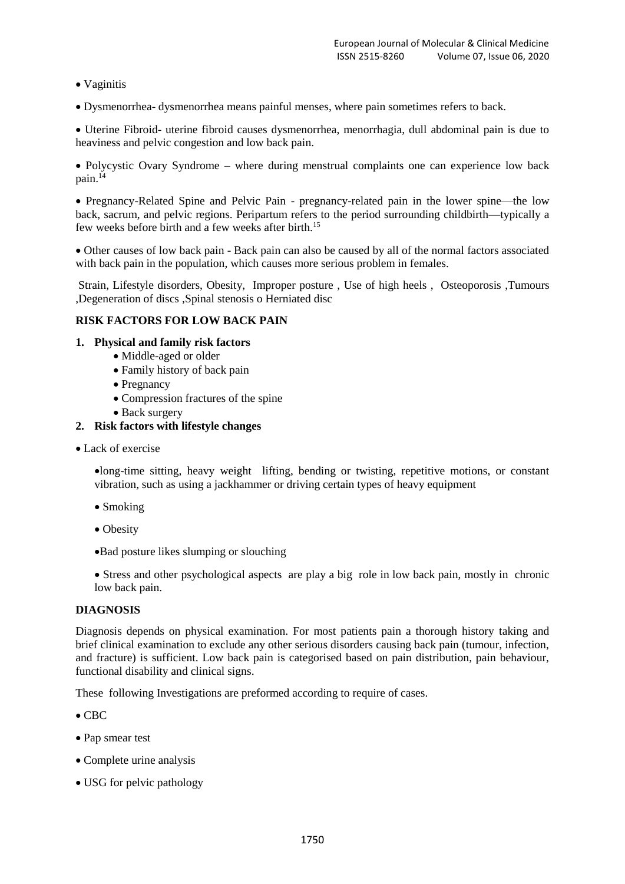- Vaginitis
- Dysmenorrhea- dysmenorrhea means painful menses, where pain sometimes refers to back.
- Uterine Fibroid- uterine fibroid causes dysmenorrhea, menorrhagia, dull abdominal pain is due to heaviness and pelvic congestion and low back pain.
- Polycystic Ovary Syndrome – where during menstrual complaints one can experience low back pain.[14]
- Pregnancy-Related Spine and Pelvic Pain - pregnancy-related pain in the lower spine—the low back, sacrum, and pelvic regions. Peripartum refers to the period surrounding childbirth—typically a few weeks before birth and a few weeks after birth.[15]
- Other causes of low back pain - Back pain can also be caused by all of the normal factors associated with back pain in the population, which causes more serious problem in females.

Strain, Lifestyle disorders, Obesity, Improper posture , Use of high heels , Osteoporosis ,Tumours ,Degeneration of discs ,Spinal stenosis o Herniated disc

**RISK FACTORS FOR LOW BACK PAIN**

1. **Physical and family risk factors**
   - Middle-aged or older
   - Family history of back pain
   - Pregnancy
   - Compression fractures of the spine
   - Back surgery
2. **Risk factors with lifestyle changes**

- Lack of exercise
  - long-time sitting, heavy weight lifting, bending or twisting, repetitive motions, or constant vibration, such as using a jackhammer or driving certain types of heavy equipment
  - Smoking
  - Obesity
  - Bad posture likes slumping or slouching
  - Stress and other psychological aspects are play a big role in low back pain, mostly in chronic low back pain.

**DIAGNOSIS**

Diagnosis depends on physical examination. For most patients pain a thorough history taking and brief clinical examination to exclude any other serious disorders causing back pain (tumour, infection, and fracture) is sufficient. Low back pain is categorised based on pain distribution, pain behaviour, functional disability and clinical signs.

These following Investigations are preformed according to require of cases.

- CBC
- Pap smear test
- Complete urine analysis
- USG for pelvic pathology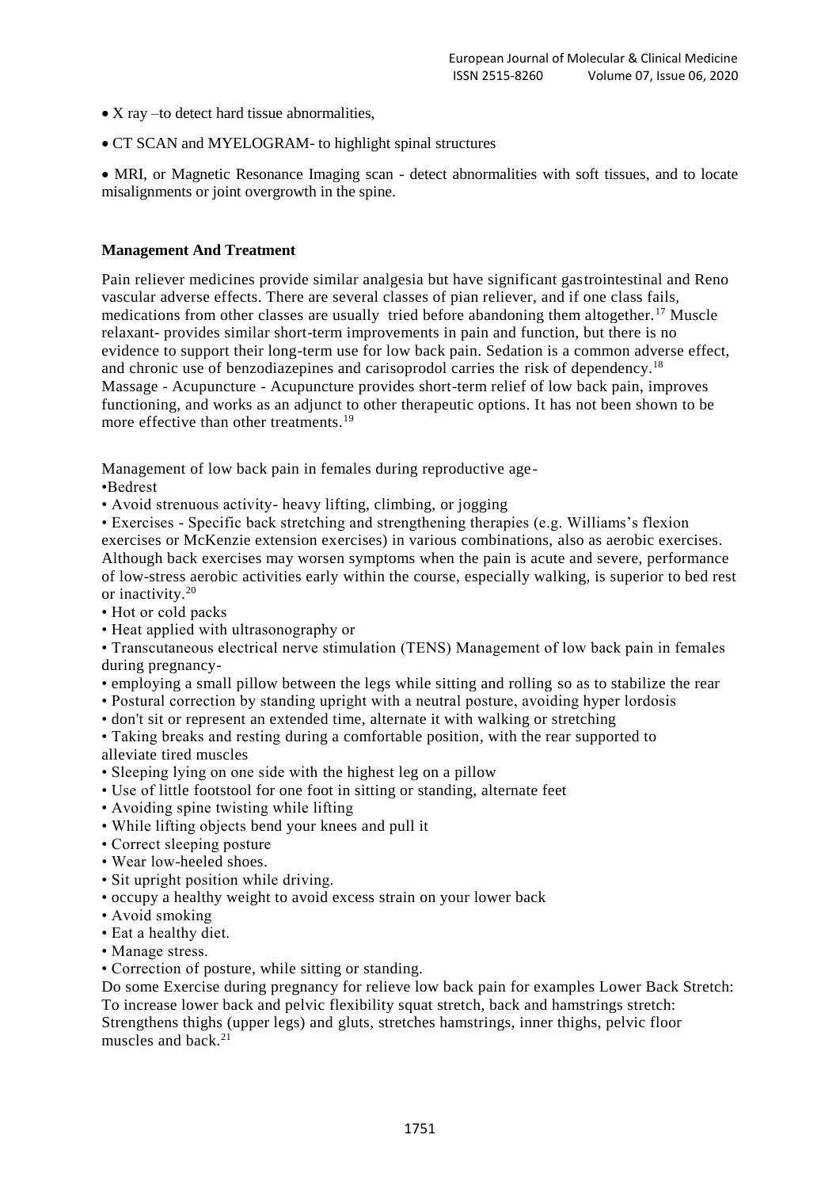- X ray –to detect hard tissue abnormalities,
- CT SCAN and MYELOGRAM- to highlight spinal structures
- MRI, or Magnetic Resonance Imaging scan - detect abnormalities with soft tissues, and to locate misalignments or joint overgrowth in the spine.

### Management And Treatment

Pain reliever medicines provide similar analgesia but have significant gastrointestinal and Reno vascular adverse effects. There are several classes of pian reliever, and if one class fails, medications from other classes are usually tried before abandoning them altogether.[17] Muscle relaxant- provides similar short-term improvements in pain and function, but there is no evidence to support their long-term use for low back pain. Sedation is a common adverse effect, and chronic use of benzodiazepines and carisoprodol carries the risk of dependency.[18] Massage - Acupuncture - Acupuncture provides short-term relief of low back pain, improves functioning, and works as an adjunct to other therapeutic options. It has not been shown to be more effective than other treatments.[19]

Management of low back pain in females during reproductive age-

- Bedrest
- Avoid strenuous activity- heavy lifting, climbing, or jogging
- Exercises - Specific back stretching and strengthening therapies (e.g. Williams's flexion exercises or McKenzie extension exercises) in various combinations, also as aerobic exercises. Although back exercises may worsen symptoms when the pain is acute and severe, performance of low-stress aerobic activities early within the course, especially walking, is superior to bed rest or inactivity.[20]
- Hot or cold packs
- Heat applied with ultrasonography or
- Transcutaneous electrical nerve stimulation (TENS) Management of low back pain in females during pregnancy-
- employing a small pillow between the legs while sitting and rolling so as to stabilize the rear
- Postural correction by standing upright with a neutral posture, avoiding hyper lordosis
- don't sit or represent an extended time, alternate it with walking or stretching
- Taking breaks and resting during a comfortable position, with the rear supported to alleviate tired muscles
- Sleeping lying on one side with the highest leg on a pillow
- Use of little footstool for one foot in sitting or standing, alternate feet
- Avoiding spine twisting while lifting
- While lifting objects bend your knees and pull it
- Correct sleeping posture
- Wear low-heeled shoes.
- Sit upright position while driving.
- occupy a healthy weight to avoid excess strain on your lower back
- Avoid smoking
- Eat a healthy diet.
- Manage stress.
- Correction of posture, while sitting or standing.

Do some Exercise during pregnancy for relieve low back pain for examples Lower Back Stretch: To increase lower back and pelvic flexibility squat stretch, back and hamstrings stretch: Strengthens thighs (upper legs) and gluts, stretches hamstrings, inner thighs, pelvic floor muscles and back.[21]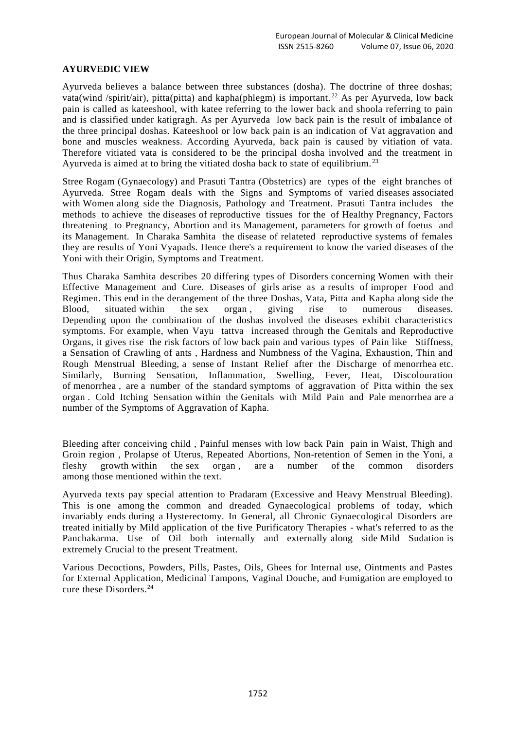## AYURVEDIC VIEW

Ayurveda believes a balance between three substances (dosha). The doctrine of three doshas; vata(wind /spirit/air), pitta(pitta) and kapha(phlegm) is important.[22] As per Ayurveda, low back pain is called as kateeshool, with katee referring to the lower back and shoola referring to pain and is classified under katigragh. As per Ayurveda low back pain is the result of imbalance of the three principal doshas. Kateeshool or low back pain is an indication of Vat aggravation and bone and muscles weakness. According Ayurveda, back pain is caused by vitiation of vata. Therefore vitiated vata is considered to be the principal dosha involved and the treatment in Ayurveda is aimed at to bring the vitiated dosha back to state of equilibrium.[23]

Stree Rogam (Gynaecology) and Prasuti Tantra (Obstetrics) are types of the eight branches of Ayurveda. Stree Rogam deals with the Signs and Symptoms of varied diseases associated with Women along side the Diagnosis, Pathology and Treatment. Prasuti Tantra includes the methods to achieve the diseases of reproductive tissues for the of Healthy Pregnancy, Factors threatening to Pregnancy, Abortion and its Management, parameters for growth of foetus and its Management. In Charaka Samhita the disease of relateted reproductive systems of females they are results of Yoni Vyapads. Hence there's a requirement to know the varied diseases of the Yoni with their Origin, Symptoms and Treatment.

Thus Charaka Samhita describes 20 differing types of Disorders concerning Women with their Effective Management and Cure. Diseases of girls arise as a results of improper Food and Regimen. This end in the derangement of the three Doshas, Vata, Pitta and Kapha along side the Blood, situated within the sex organ , giving rise to numerous diseases. Depending upon the combination of the doshas involved the diseases exhibit characteristics symptoms. For example, when Vayu tattva increased through the Genitals and Reproductive Organs, it gives rise the risk factors of low back pain and various types of Pain like Stiffness, a Sensation of Crawling of ants , Hardness and Numbness of the Vagina, Exhaustion, Thin and Rough Menstrual Bleeding, a sense of Instant Relief after the Discharge of menorrhea etc. Similarly, Burning Sensation, Inflammation, Swelling, Fever, Heat, Discolouration of menorrhea , are a number of the standard symptoms of aggravation of Pitta within the sex organ . Cold Itching Sensation within the Genitals with Mild Pain and Pale menorrhea are a number of the Symptoms of Aggravation of Kapha.

Bleeding after conceiving child , Painful menses with low back Pain pain in Waist, Thigh and Groin region , Prolapse of Uterus, Repeated Abortions, Non-retention of Semen in the Yoni, a fleshy growth within the sex organ , are a number of the common disorders among those mentioned within the text.

Ayurveda texts pay special attention to Pradaram (Excessive and Heavy Menstrual Bleeding). This is one among the common and dreaded Gynaecological problems of today, which invariably ends during a Hysterectomy. In General, all Chronic Gynaecological Disorders are treated initially by Mild application of the five Purificatory Therapies - what's referred to as the Panchakarma. Use of Oil both internally and externally along side Mild Sudation is extremely Crucial to the present Treatment.

Various Decoctions, Powders, Pills, Pastes, Oils, Ghees for Internal use, Ointments and Pastes for External Application, Medicinal Tampons, Vaginal Douche, and Fumigation are employed to cure these Disorders.[24]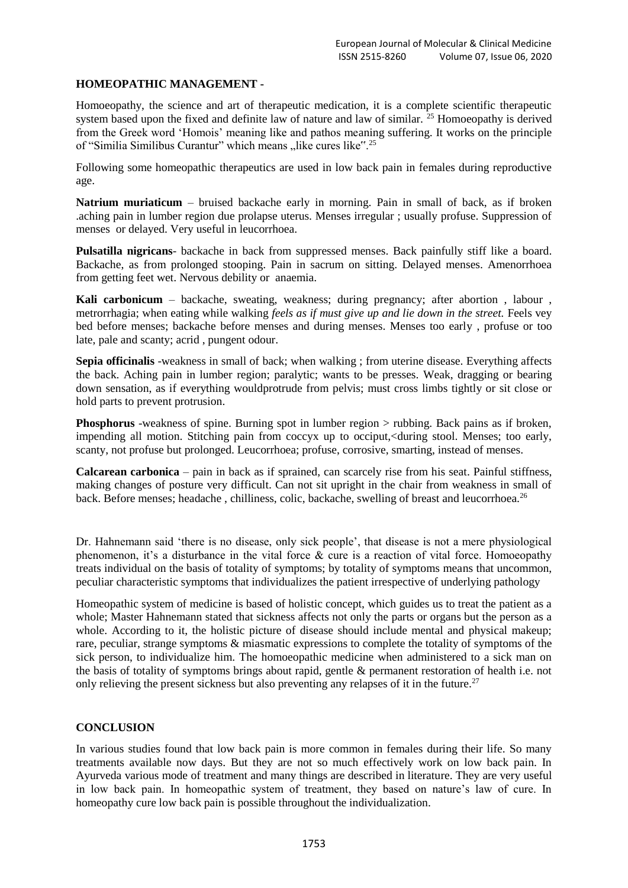## HOMEOPATHIC MANAGEMENT -

Homoeopathy, the science and art of therapeutic medication, it is a complete scientific therapeutic system based upon the fixed and definite law of nature and law of similar. [25] Homoeopathy is derived from the Greek word 'Homois' meaning like and pathos meaning suffering. It works on the principle of "Similia Similibus Curantur" which means „like cures like".[25]

Following some homeopathic therapeutics are used in low back pain in females during reproductive age.

**Natrium muriaticum** – bruised backache early in morning. Pain in small of back, as if broken .aching pain in lumber region due prolapse uterus. Menses irregular ; usually profuse. Suppression of menses or delayed. Very useful in leucorrhoea.

**Pulsatilla nigricans**- backache in back from suppressed menses. Back painfully stiff like a board. Backache, as from prolonged stooping. Pain in sacrum on sitting. Delayed menses. Amenorrhoea from getting feet wet. Nervous debility or anaemia.

**Kali carbonicum** – backache, sweating, weakness; during pregnancy; after abortion , labour , metrorrhagia; when eating while walking *feels as if must give up and lie down in the street.* Feels vey bed before menses; backache before menses and during menses. Menses too early , profuse or too late, pale and scanty; acrid , pungent odour.

**Sepia officinalis** -weakness in small of back; when walking ; from uterine disease. Everything affects the back. Aching pain in lumber region; paralytic; wants to be presses. Weak, dragging or bearing down sensation, as if everything wouldprotrude from pelvis; must cross limbs tightly or sit close or hold parts to prevent protrusion.

**Phosphorus** -weakness of spine. Burning spot in lumber region > rubbing. Back pains as if broken, impending all motion. Stitching pain from coccyx up to occiput,<during stool. Menses; too early, scanty, not profuse but prolonged. Leucorrhoea; profuse, corrosive, smarting, instead of menses.

**Calcarean carbonica** – pain in back as if sprained, can scarcely rise from his seat. Painful stiffness, making changes of posture very difficult. Can not sit upright in the chair from weakness in small of back. Before menses; headache , chilliness, colic, backache, swelling of breast and leucorrhoea.[26]

Dr. Hahnemann said 'there is no disease, only sick people', that disease is not a mere physiological phenomenon, it's a disturbance in the vital force & cure is a reaction of vital force. Homoeopathy treats individual on the basis of totality of symptoms; by totality of symptoms means that uncommon, peculiar characteristic symptoms that individualizes the patient irrespective of underlying pathology

Homeopathic system of medicine is based of holistic concept, which guides us to treat the patient as a whole; Master Hahnemann stated that sickness affects not only the parts or organs but the person as a whole. According to it, the holistic picture of disease should include mental and physical makeup; rare, peculiar, strange symptoms & miasmatic expressions to complete the totality of symptoms of the sick person, to individualize him. The homoeopathic medicine when administered to a sick man on the basis of totality of symptoms brings about rapid, gentle & permanent restoration of health i.e. not only relieving the present sickness but also preventing any relapses of it in the future.[27]

## CONCLUSION

In various studies found that low back pain is more common in females during their life. So many treatments available now days. But they are not so much effectively work on low back pain. In Ayurveda various mode of treatment and many things are described in literature. They are very useful in low back pain. In homeopathic system of treatment, they based on nature's law of cure. In homeopathy cure low back pain is possible throughout the individualization.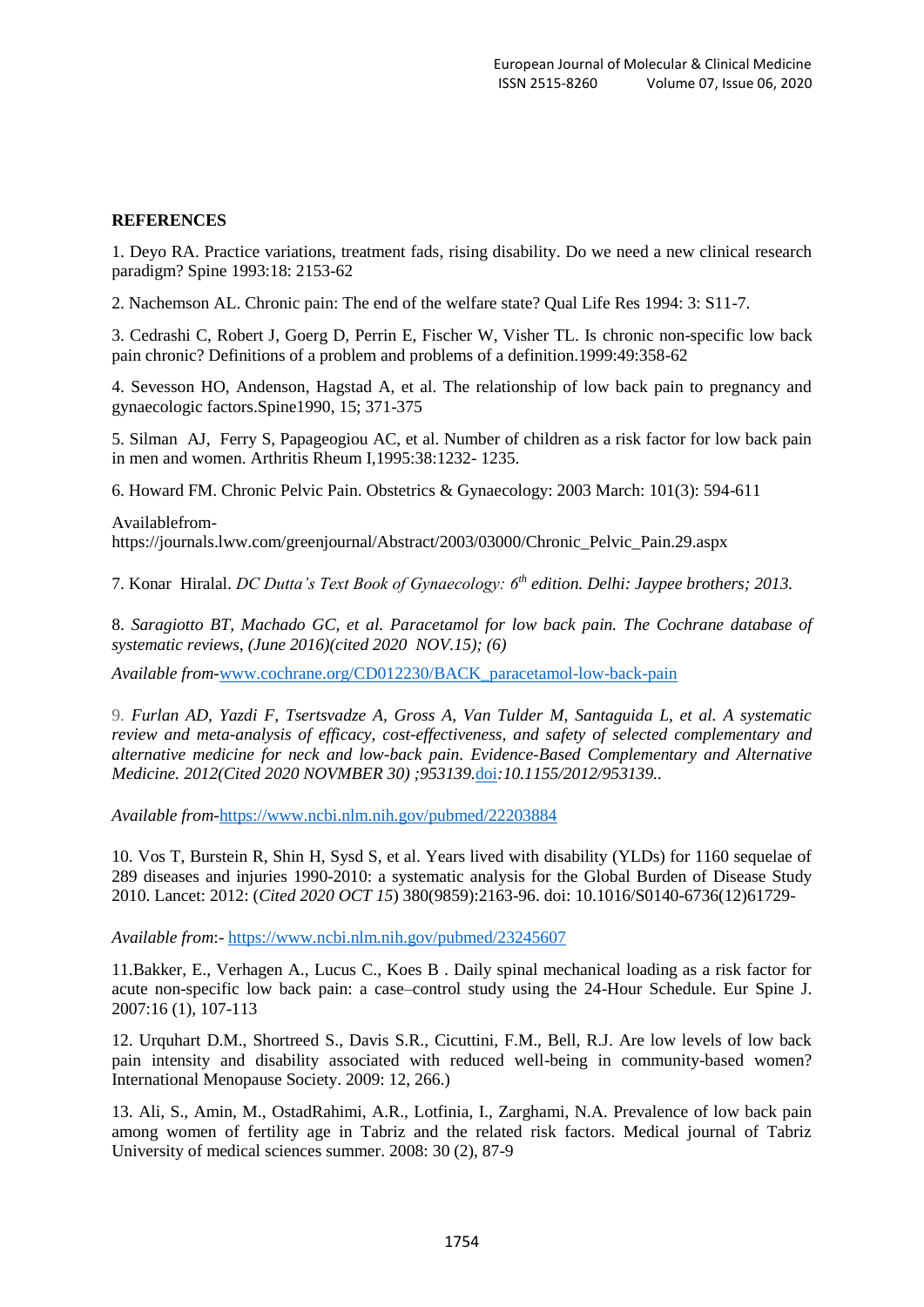**REFERENCES**

1. Deyo RA. Practice variations, treatment fads, rising disability. Do we need a new clinical research paradigm? Spine 1993:18: 2153-62

2. Nachemson AL. Chronic pain: The end of the welfare state? Qual Life Res 1994: 3: S11-7.

3. Cedrashi C, Robert J, Goerg D, Perrin E, Fischer W, Visher TL. Is chronic non-specific low back pain chronic? Definitions of a problem and problems of a definition.1999:49:358-62

4. Sevesson HO, Andenson, Hagstad A, et al. The relationship of low back pain to pregnancy and gynaecologic factors.Spine1990, 15; 371-375

5. Silman AJ, Ferry S, Papageogiou AC, et al. Number of children as a risk factor for low back pain in men and women. Arthritis Rheum I,1995:38:1232- 1235.

6. Howard FM. Chronic Pelvic Pain. Obstetrics & Gynaecology: 2003 March: 101(3): 594-611

Availablefrom-
https://journals.lww.com/greenjournal/Abstract/2003/03000/Chronic_Pelvic_Pain.29.aspx

7. Konar Hiralal. *DC Dutta's Text Book of Gynaecology: 6th edition. Delhi: Jaypee brothers; 2013.*

8. *Saragiotto BT, Machado GC, et al. Paracetamol for low back pain. The Cochrane database of systematic reviews, (June 2016)(cited 2020 NOV.15); (6)*

*Available from-*www.cochrane.org/CD012230/BACK_paracetamol-low-back-pain

9. *Furlan AD, Yazdi F, Tsertsvadze A, Gross A, Van Tulder M, Santaguida L, et al. A systematic review and meta-analysis of efficacy, cost-effectiveness, and safety of selected complementary and alternative medicine for neck and low-back pain. Evidence-Based Complementary and Alternative Medicine. 2012(Cited 2020 NOVMBER 30) ;953139.*doi*:10.1155/2012/953139..*

*Available from-*https://www.ncbi.nlm.nih.gov/pubmed/22203884

10. Vos T, Burstein R, Shin H, Sysd S, et al. Years lived with disability (YLDs) for 1160 sequelae of 289 diseases and injuries 1990-2010: a systematic analysis for the Global Burden of Disease Study 2010. Lancet: 2012: (*Cited 2020 OCT 15*) 380(9859):2163-96. doi: 10.1016/S0140-6736(12)61729-

*Available from*:- https://www.ncbi.nlm.nih.gov/pubmed/23245607

11.Bakker, E., Verhagen A., Lucus C., Koes B . Daily spinal mechanical loading as a risk factor for acute non-specific low back pain: a case–control study using the 24-Hour Schedule. Eur Spine J. 2007:16 (1), 107-113

12. Urquhart D.M., Shortreed S., Davis S.R., Cicuttini, F.M., Bell, R.J. Are low levels of low back pain intensity and disability associated with reduced well-being in community-based women? International Menopause Society. 2009: 12, 266.)

13. Ali, S., Amin, M., OstadRahimi, A.R., Lotfinia, I., Zarghami, N.A. Prevalence of low back pain among women of fertility age in Tabriz and the related risk factors. Medical journal of Tabriz University of medical sciences summer. 2008: 30 (2), 87-9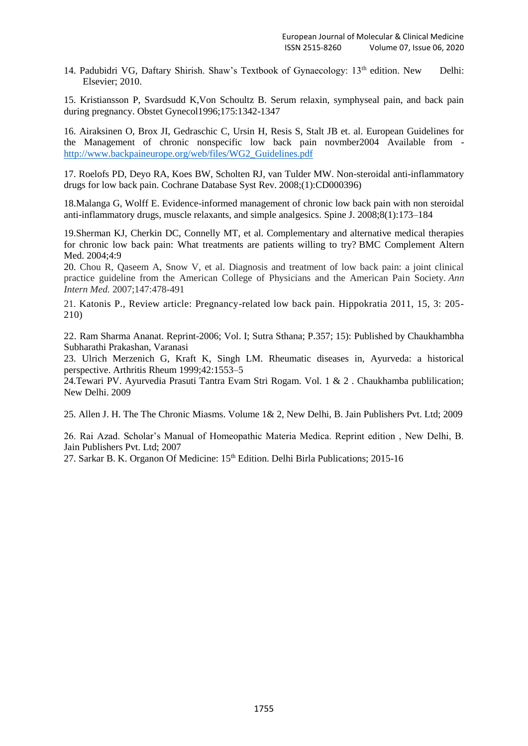14. Padubidri VG, Daftary Shirish. Shaw's Textbook of Gynaecology: 13th edition. New Delhi: Elsevier; 2010.

15. Kristiansson P, Svardsudd K,Von Schoultz B. Serum relaxin, symphyseal pain, and back pain during pregnancy. Obstet Gynecol1996;175:1342-1347

16. Airaksinen O, Brox JI, Gedraschic C, Ursin H, Resis S, Stalt JB et. al. European Guidelines for the Management of chronic nonspecific low back pain novmber2004 Available from - http://www.backpaineurope.org/web/files/WG2_Guidelines.pdf

17. Roelofs PD, Deyo RA, Koes BW, Scholten RJ, van Tulder MW. Non-steroidal anti-inflammatory drugs for low back pain. Cochrane Database Syst Rev. 2008;(1):CD000396)

18.Malanga G, Wolff E. Evidence-informed management of chronic low back pain with non steroidal anti-inflammatory drugs, muscle relaxants, and simple analgesics. Spine J. 2008;8(1):173–184

19.Sherman KJ, Cherkin DC, Connelly MT, et al. Complementary and alternative medical therapies for chronic low back pain: What treatments are patients willing to try? BMC Complement Altern Med. 2004;4:9

20. Chou R, Qaseem A, Snow V, et al. Diagnosis and treatment of low back pain: a joint clinical practice guideline from the American College of Physicians and the American Pain Society. *Ann Intern Med.* 2007;147:478-491

21. Katonis P., Review article: Pregnancy-related low back pain. Hippokratia 2011, 15, 3: 205-210)

22. Ram Sharma Ananat. Reprint-2006; Vol. I; Sutra Sthana; P.357; 15): Published by Chaukhambha Subharathi Prakashan, Varanasi

23. Ulrich Merzenich G, Kraft K, Singh LM. Rheumatic diseases in, Ayurveda: a historical perspective. Arthritis Rheum 1999;42:1553–5

24.Tewari PV. Ayurvedia Prasuti Tantra Evam Stri Rogam. Vol. 1 & 2 . Chaukhamba publilication; New Delhi. 2009

25. Allen J. H. The The Chronic Miasms. Volume 1& 2, New Delhi, B. Jain Publishers Pvt. Ltd; 2009

26. Rai Azad. Scholar's Manual of Homeopathic Materia Medica. Reprint edition , New Delhi, B. Jain Publishers Pvt. Ltd; 2007

27. Sarkar B. K. Organon Of Medicine: 15th Edition. Delhi Birla Publications; 2015-16